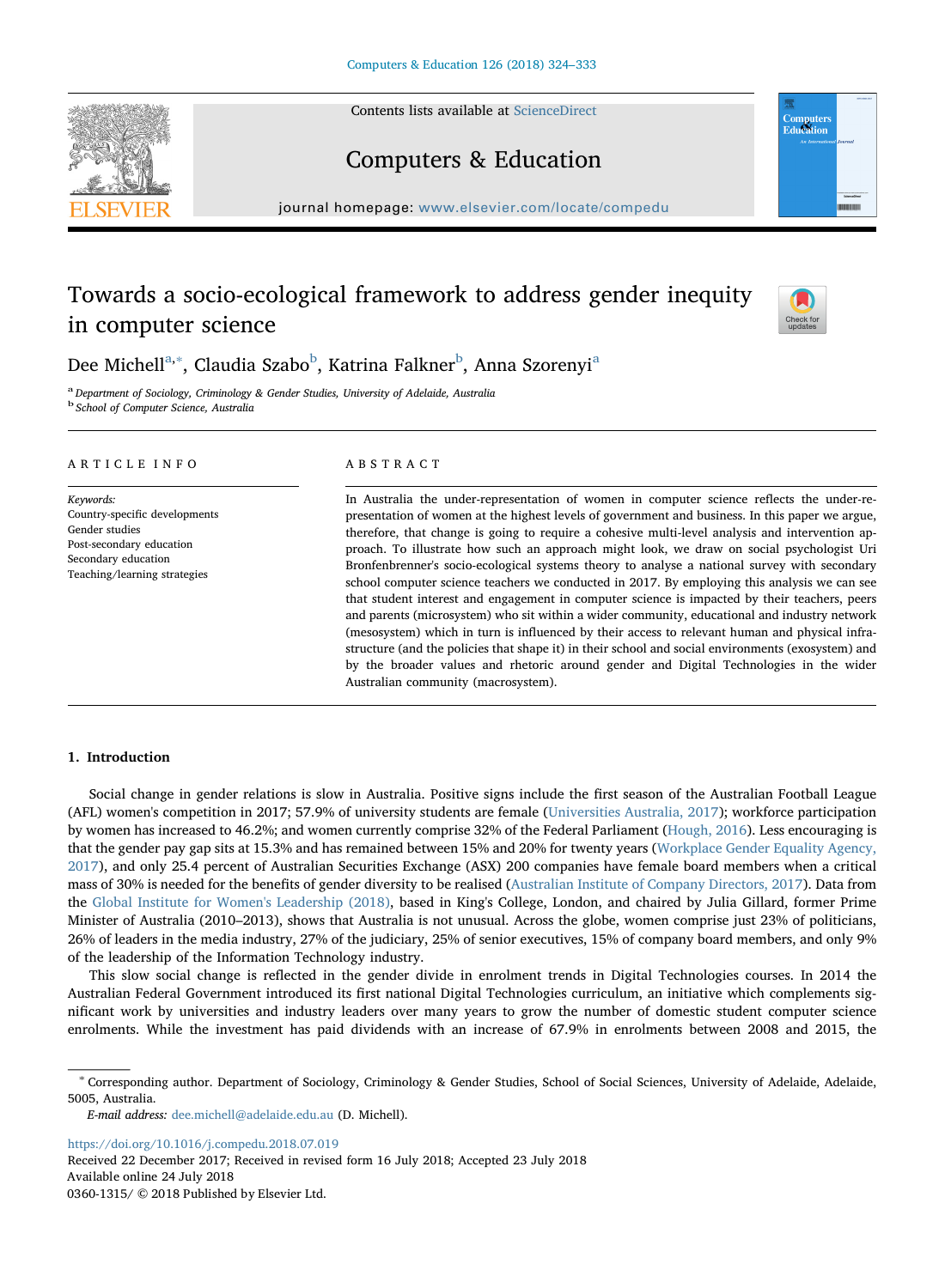# Towards a socio-ecological framework to address gender inequity in computer science

Dee Michell[a,*], Claudia Szabo[b], Katrina Falkner[b], Anna Szorenyi[a]

[a] *Department of Sociology, Criminology & Gender Studies, University of Adelaide, Australia*
[b] *School of Computer Science, Australia*

**ARTICLE INFO**

*Keywords:*
Country-specific developments
Gender studies
Post-secondary education
Secondary education
Teaching/learning strategies

**ABSTRACT**

In Australia the under-representation of women in computer science reflects the under-representation of women at the highest levels of government and business. In this paper we argue, therefore, that change is going to require a cohesive multi-level analysis and intervention approach. To illustrate how such an approach might look, we draw on social psychologist Uri Bronfenbrenner's socio-ecological systems theory to analyse a national survey with secondary school computer science teachers we conducted in 2017. By employing this analysis we can see that student interest and engagement in computer science is impacted by their teachers, peers and parents (microsystem) who sit within a wider community, educational and industry network (mesosystem) which in turn is influenced by their access to relevant human and physical infrastructure (and the policies that shape it) in their school and social environments (exosystem) and by the broader values and rhetoric around gender and Digital Technologies in the wider Australian community (macrosystem).

## 1. Introduction

Social change in gender relations is slow in Australia. Positive signs include the first season of the Australian Football League (AFL) women's competition in 2017; 57.9% of university students are female (Universities Australia, 2017); workforce participation by women has increased to 46.2%; and women currently comprise 32% of the Federal Parliament (Hough, 2016). Less encouraging is that the gender pay gap sits at 15.3% and has remained between 15% and 20% for twenty years (Workplace Gender Equality Agency, 2017), and only 25.4 percent of Australian Securities Exchange (ASX) 200 companies have female board members when a critical mass of 30% is needed for the benefits of gender diversity to be realised (Australian Institute of Company Directors, 2017). Data from the Global Institute for Women's Leadership (2018), based in King's College, London, and chaired by Julia Gillard, former Prime Minister of Australia (2010–2013), shows that Australia is not unusual. Across the globe, women comprise just 23% of politicians, 26% of leaders in the media industry, 27% of the judiciary, 25% of senior executives, 15% of company board members, and only 9% of the leadership of the Information Technology industry.

This slow social change is reflected in the gender divide in enrolment trends in Digital Technologies courses. In 2014 the Australian Federal Government introduced its first national Digital Technologies curriculum, an initiative which complements significant work by universities and industry leaders over many years to grow the number of domestic student computer science enrolments. While the investment has paid dividends with an increase of 67.9% in enrolments between 2008 and 2015, the

---

* Corresponding author. Department of Sociology, Criminology & Gender Studies, School of Social Sciences, University of Adelaide, Adelaide, 5005, Australia.
*E-mail address:* dee.michell@adelaide.edu.au (D. Michell).

https://doi.org/10.1016/j.compedu.2018.07.019
Received 22 December 2017; Received in revised form 16 July 2018; Accepted 23 July 2018
Available online 24 July 2018
0360-1315/ © 2018 Published by Elsevier Ltd.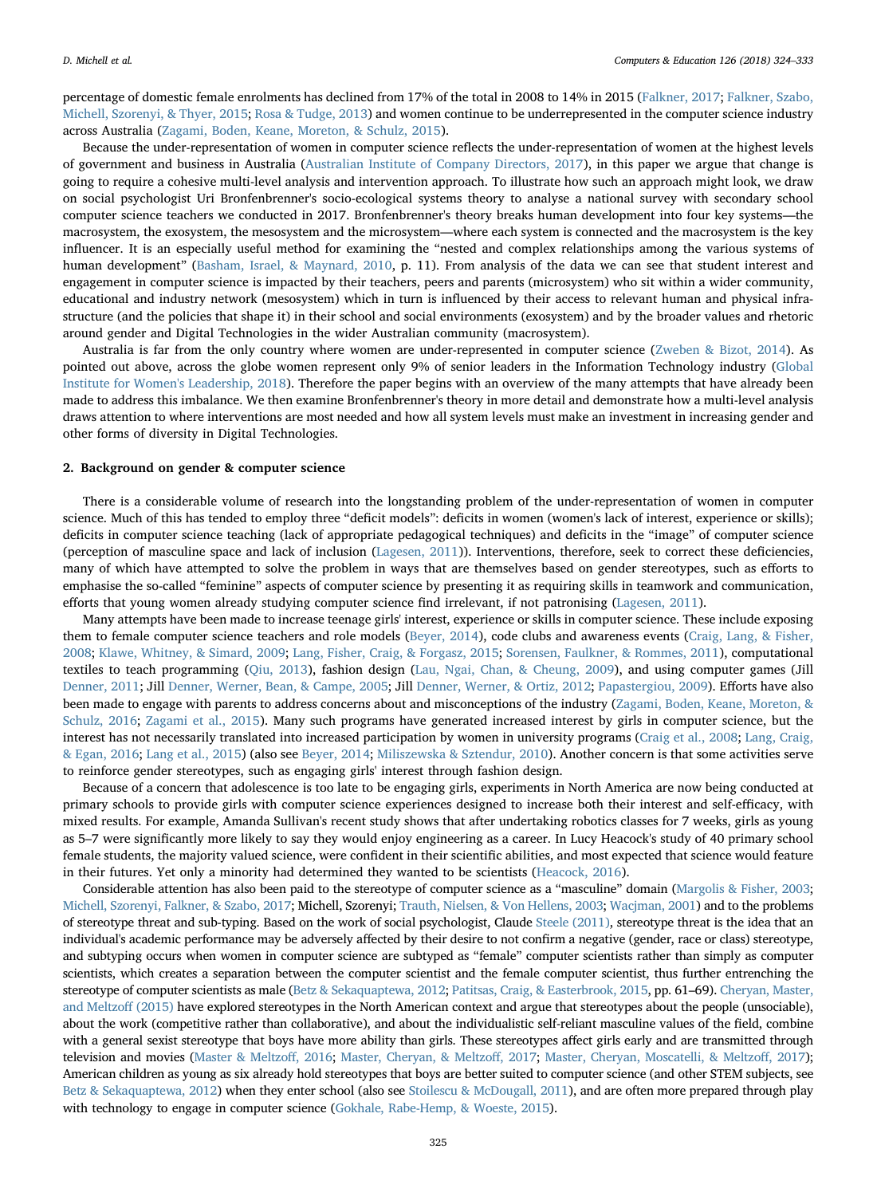percentage of domestic female enrolments has declined from 17% of the total in 2008 to 14% in 2015 (Falkner, 2017; Falkner, Szabo, Michell, Szorenyi, & Thyer, 2015; Rosa & Tudge, 2013) and women continue to be underrepresented in the computer science industry across Australia (Zagami, Boden, Keane, Moreton, & Schulz, 2015).

Because the under-representation of women in computer science reflects the under-representation of women at the highest levels of government and business in Australia (Australian Institute of Company Directors, 2017), in this paper we argue that change is going to require a cohesive multi-level analysis and intervention approach. To illustrate how such an approach might look, we draw on social psychologist Uri Bronfenbrenner's socio-ecological systems theory to analyse a national survey with secondary school computer science teachers we conducted in 2017. Bronfenbrenner's theory breaks human development into four key systems—the macrosystem, the exosystem, the mesosystem and the microsystem—where each system is connected and the macrosystem is the key influencer. It is an especially useful method for examining the "nested and complex relationships among the various systems of human development" (Basham, Israel, & Maynard, 2010, p. 11). From analysis of the data we can see that student interest and engagement in computer science is impacted by their teachers, peers and parents (microsystem) who sit within a wider community, educational and industry network (mesosystem) which in turn is influenced by their access to relevant human and physical infrastructure (and the policies that shape it) in their school and social environments (exosystem) and by the broader values and rhetoric around gender and Digital Technologies in the wider Australian community (macrosystem).

Australia is far from the only country where women are under-represented in computer science (Zweben & Bizot, 2014). As pointed out above, across the globe women represent only 9% of senior leaders in the Information Technology industry (Global Institute for Women's Leadership, 2018). Therefore the paper begins with an overview of the many attempts that have already been made to address this imbalance. We then examine Bronfenbrenner's theory in more detail and demonstrate how a multi-level analysis draws attention to where interventions are most needed and how all system levels must make an investment in increasing gender and other forms of diversity in Digital Technologies.

## 2. Background on gender & computer science

There is a considerable volume of research into the longstanding problem of the under-representation of women in computer science. Much of this has tended to employ three "deficit models": deficits in women (women's lack of interest, experience or skills); deficits in computer science teaching (lack of appropriate pedagogical techniques) and deficits in the "image" of computer science (perception of masculine space and lack of inclusion (Lagesen, 2011)). Interventions, therefore, seek to correct these deficiencies, many of which have attempted to solve the problem in ways that are themselves based on gender stereotypes, such as efforts to emphasise the so-called "feminine" aspects of computer science by presenting it as requiring skills in teamwork and communication, efforts that young women already studying computer science find irrelevant, if not patronising (Lagesen, 2011).

Many attempts have been made to increase teenage girls' interest, experience or skills in computer science. These include exposing them to female computer science teachers and role models (Beyer, 2014), code clubs and awareness events (Craig, Lang, & Fisher, 2008; Klawe, Whitney, & Simard, 2009; Lang, Fisher, Craig, & Forgasz, 2015; Sorensen, Faulkner, & Rommes, 2011), computational textiles to teach programming (Qiu, 2013), fashion design (Lau, Ngai, Chan, & Cheung, 2009), and using computer games (Jill Denner, 2011; Jill Denner, Werner, Bean, & Campe, 2005; Jill Denner, Werner, & Ortiz, 2012; Papastergiou, 2009). Efforts have also been made to engage with parents to address concerns about and misconceptions of the industry (Zagami, Boden, Keane, Moreton, & Schulz, 2016; Zagami et al., 2015). Many such programs have generated increased interest by girls in computer science, but the interest has not necessarily translated into increased participation by women in university programs (Craig et al., 2008; Lang, Craig, & Egan, 2016; Lang et al., 2015) (also see Beyer, 2014; Miliszewska & Sztendur, 2010). Another concern is that some activities serve to reinforce gender stereotypes, such as engaging girls' interest through fashion design.

Because of a concern that adolescence is too late to be engaging girls, experiments in North America are now being conducted at primary schools to provide girls with computer science experiences designed to increase both their interest and self-efficacy, with mixed results. For example, Amanda Sullivan's recent study shows that after undertaking robotics classes for 7 weeks, girls as young as 5–7 were significantly more likely to say they would enjoy engineering as a career. In Lucy Heacock's study of 40 primary school female students, the majority valued science, were confident in their scientific abilities, and most expected that science would feature in their futures. Yet only a minority had determined they wanted to be scientists (Heacock, 2016).

Considerable attention has also been paid to the stereotype of computer science as a "masculine" domain (Margolis & Fisher, 2003; Michell, Szorenyi, Falkner, & Szabo, 2017; Michell, Szorenyi; Trauth, Nielsen, & Von Hellens, 2003; Wacjman, 2001) and to the problems of stereotype threat and sub-typing. Based on the work of social psychologist, Claude Steele (2011), stereotype threat is the idea that an individual's academic performance may be adversely affected by their desire to not confirm a negative (gender, race or class) stereotype, and subtyping occurs when women in computer science are subtyped as "female" computer scientists rather than simply as computer scientists, which creates a separation between the computer scientist and the female computer scientist, thus further entrenching the stereotype of computer scientists as male (Betz & Sekaquaptewa, 2012; Patitsas, Craig, & Easterbrook, 2015, pp. 61–69). Cheryan, Master, and Meltzoff (2015) have explored stereotypes in the North American context and argue that stereotypes about the people (unsociable), about the work (competitive rather than collaborative), and about the individualistic self-reliant masculine values of the field, combine with a general sexist stereotype that boys have more ability than girls. These stereotypes affect girls early and are transmitted through television and movies (Master & Meltzoff, 2016; Master, Cheryan, & Meltzoff, 2017; Master, Cheryan, Moscatelli, & Meltzoff, 2017); American children as young as six already hold stereotypes that boys are better suited to computer science (and other STEM subjects, see Betz & Sekaquaptewa, 2012) when they enter school (also see Stoilescu & McDougall, 2011), and are often more prepared through play with technology to engage in computer science (Gokhale, Rabe-Hemp, & Woeste, 2015).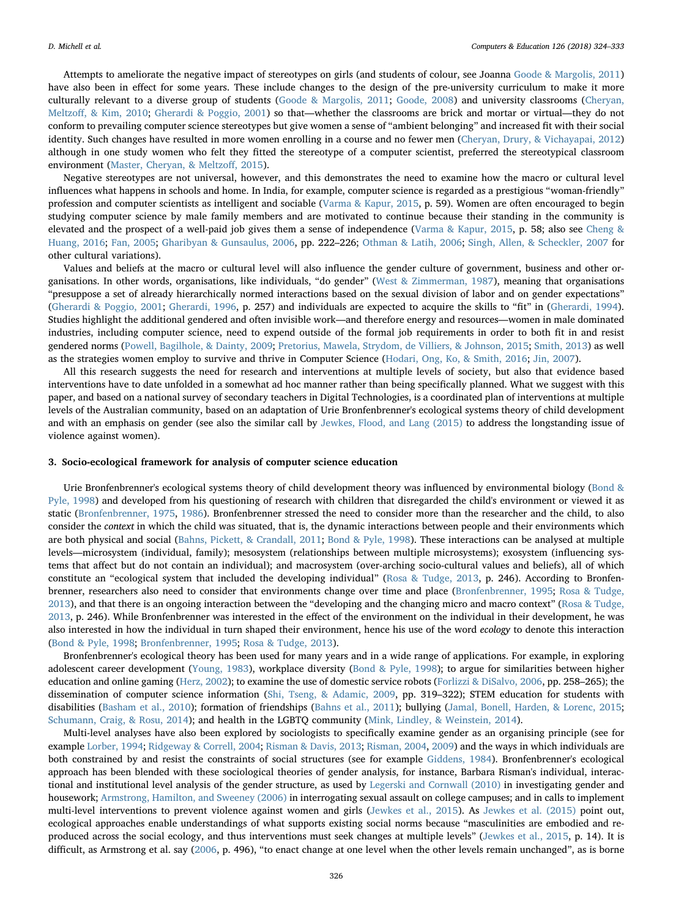Attempts to ameliorate the negative impact of stereotypes on girls (and students of colour, see Joanna Goode & Margolis, 2011) have also been in effect for some years. These include changes to the design of the pre-university curriculum to make it more culturally relevant to a diverse group of students (Goode & Margolis, 2011; Goode, 2008) and university classrooms (Cheryan, Meltzoff, & Kim, 2010; Gherardi & Poggio, 2001) so that—whether the classrooms are brick and mortar or virtual—they do not conform to prevailing computer science stereotypes but give women a sense of "ambient belonging" and increased fit with their social identity. Such changes have resulted in more women enrolling in a course and no fewer men (Cheryan, Drury, & Vichayapai, 2012) although in one study women who felt they fitted the stereotype of a computer scientist, preferred the stereotypical classroom environment (Master, Cheryan, & Meltzoff, 2015).

Negative stereotypes are not universal, however, and this demonstrates the need to examine how the macro or cultural level influences what happens in schools and home. In India, for example, computer science is regarded as a prestigious "woman-friendly" profession and computer scientists as intelligent and sociable (Varma & Kapur, 2015, p. 59). Women are often encouraged to begin studying computer science by male family members and are motivated to continue because their standing in the community is elevated and the prospect of a well-paid job gives them a sense of independence (Varma & Kapur, 2015, p. 58; also see Cheng & Huang, 2016; Fan, 2005; Gharibyan & Gunsaulus, 2006, pp. 222–226; Othman & Latih, 2006; Singh, Allen, & Scheckler, 2007 for other cultural variations).

Values and beliefs at the macro or cultural level will also influence the gender culture of government, business and other organisations. In other words, organisations, like individuals, "do gender" (West & Zimmerman, 1987), meaning that organisations "presuppose a set of already hierarchically normed interactions based on the sexual division of labor and on gender expectations" (Gherardi & Poggio, 2001; Gherardi, 1996, p. 257) and individuals are expected to acquire the skills to "fit" in (Gherardi, 1994). Studies highlight the additional gendered and often invisible work—and therefore energy and resources—women in male dominated industries, including computer science, need to expend outside of the formal job requirements in order to both fit in and resist gendered norms (Powell, Bagilhole, & Dainty, 2009; Pretorius, Mawela, Strydom, de Villiers, & Johnson, 2015; Smith, 2013) as well as the strategies women employ to survive and thrive in Computer Science (Hodari, Ong, Ko, & Smith, 2016; Jin, 2007).

All this research suggests the need for research and interventions at multiple levels of society, but also that evidence based interventions have to date unfolded in a somewhat ad hoc manner rather than being specifically planned. What we suggest with this paper, and based on a national survey of secondary teachers in Digital Technologies, is a coordinated plan of interventions at multiple levels of the Australian community, based on an adaptation of Urie Bronfenbrenner's ecological systems theory of child development and with an emphasis on gender (see also the similar call by Jewkes, Flood, and Lang (2015) to address the longstanding issue of violence against women).

## 3. Socio-ecological framework for analysis of computer science education

Urie Bronfenbrenner's ecological systems theory of child development theory was influenced by environmental biology (Bond & Pyle, 1998) and developed from his questioning of research with children that disregarded the child's environment or viewed it as static (Bronfenbrenner, 1975, 1986). Bronfenbrenner stressed the need to consider more than the researcher and the child, to also consider the *context* in which the child was situated, that is, the dynamic interactions between people and their environments which are both physical and social (Bahns, Pickett, & Crandall, 2011; Bond & Pyle, 1998). These interactions can be analysed at multiple levels—microsystem (individual, family); mesosystem (relationships between multiple microsystems); exosystem (influencing systems that affect but do not contain an individual); and macrosystem (over-arching socio-cultural values and beliefs), all of which constitute an "ecological system that included the developing individual" (Rosa & Tudge, 2013, p. 246). According to Bronfenbrenner, researchers also need to consider that environments change over time and place (Bronfenbrenner, 1995; Rosa & Tudge, 2013), and that there is an ongoing interaction between the "developing and the changing micro and macro context" (Rosa & Tudge, 2013, p. 246). While Bronfenbrenner was interested in the effect of the environment on the individual in their development, he was also interested in how the individual in turn shaped their environment, hence his use of the word *ecology* to denote this interaction (Bond & Pyle, 1998; Bronfenbrenner, 1995; Rosa & Tudge, 2013).

Bronfenbrenner's ecological theory has been used for many years and in a wide range of applications. For example, in exploring adolescent career development (Young, 1983), workplace diversity (Bond & Pyle, 1998); to argue for similarities between higher education and online gaming (Herz, 2002); to examine the use of domestic service robots (Forlizzi & DiSalvo, 2006, pp. 258–265); the dissemination of computer science information (Shi, Tseng, & Adamic, 2009, pp. 319–322); STEM education for students with disabilities (Basham et al., 2010); formation of friendships (Bahns et al., 2011); bullying (Jamal, Bonell, Harden, & Lorenc, 2015; Schumann, Craig, & Rosu, 2014); and health in the LGBTQ community (Mink, Lindley, & Weinstein, 2014).

Multi-level analyses have also been explored by sociologists to specifically examine gender as an organising principle (see for example Lorber, 1994; Ridgeway & Correll, 2004; Risman & Davis, 2013; Risman, 2004, 2009) and the ways in which individuals are both constrained by and resist the constraints of social structures (see for example Giddens, 1984). Bronfenbrenner's ecological approach has been blended with these sociological theories of gender analysis, for instance, Barbara Risman's individual, interactional and institutional level analysis of the gender structure, as used by Legerski and Cornwall (2010) in investigating gender and housework; Armstrong, Hamilton, and Sweeney (2006) in interrogating sexual assault on college campuses; and in calls to implement multi-level interventions to prevent violence against women and girls (Jewkes et al., 2015). As Jewkes et al. (2015) point out, ecological approaches enable understandings of what supports existing social norms because "masculinities are embodied and reproduced across the social ecology, and thus interventions must seek changes at multiple levels" (Jewkes et al., 2015, p. 14). It is difficult, as Armstrong et al. say (2006, p. 496), "to enact change at one level when the other levels remain unchanged", as is borne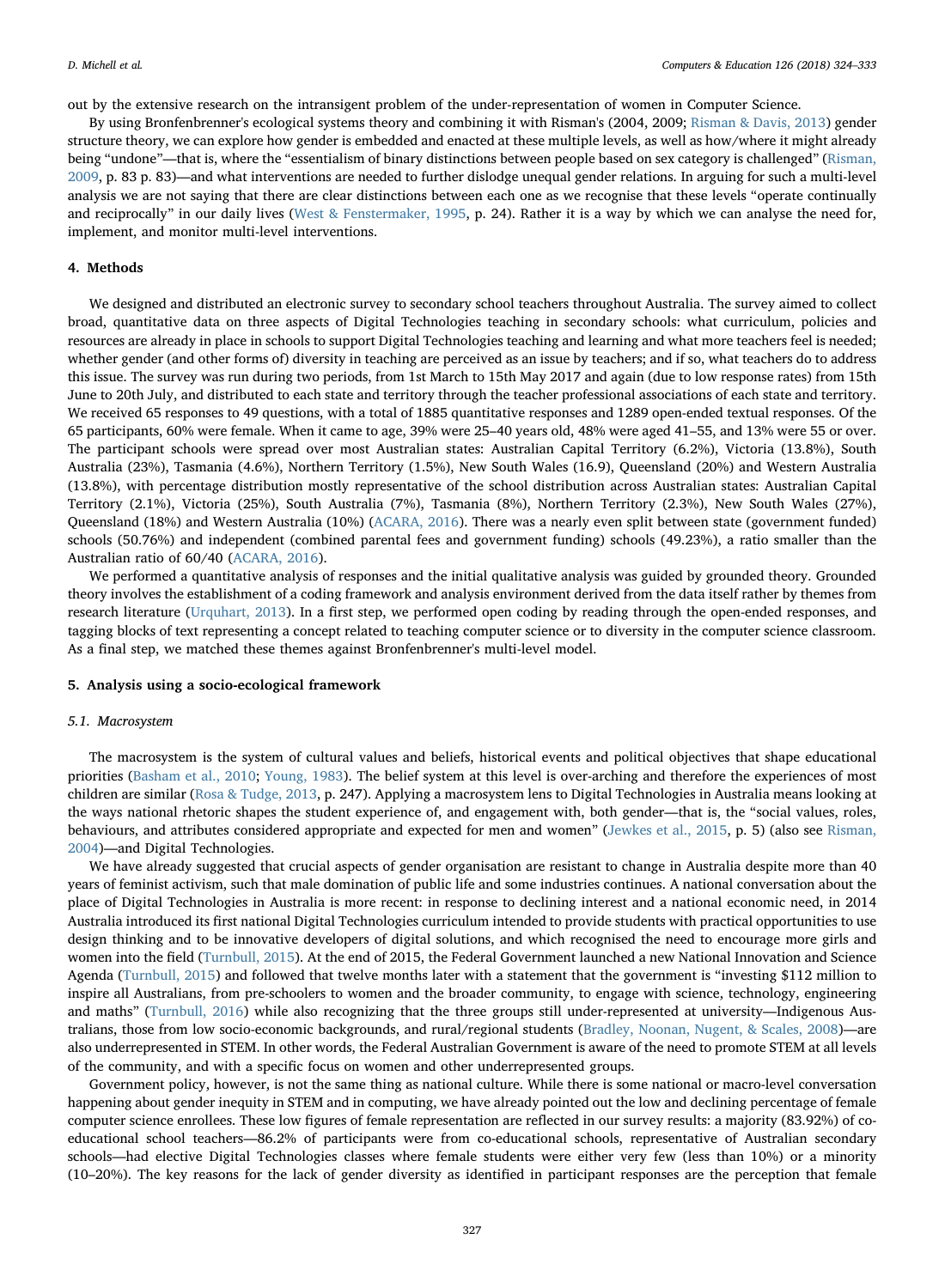out by the extensive research on the intransigent problem of the under-representation of women in Computer Science.

By using Bronfenbrenner's ecological systems theory and combining it with Risman's (2004, 2009; Risman & Davis, 2013) gender structure theory, we can explore how gender is embedded and enacted at these multiple levels, as well as how/where it might already being "undone"—that is, where the "essentialism of binary distinctions between people based on sex category is challenged" (Risman, 2009, p. 83 p. 83)—and what interventions are needed to further dislodge unequal gender relations. In arguing for such a multi-level analysis we are not saying that there are clear distinctions between each one as we recognise that these levels "operate continually and reciprocally" in our daily lives (West & Fenstermaker, 1995, p. 24). Rather it is a way by which we can analyse the need for, implement, and monitor multi-level interventions.

## 4. Methods

We designed and distributed an electronic survey to secondary school teachers throughout Australia. The survey aimed to collect broad, quantitative data on three aspects of Digital Technologies teaching in secondary schools: what curriculum, policies and resources are already in place in schools to support Digital Technologies teaching and learning and what more teachers feel is needed; whether gender (and other forms of) diversity in teaching are perceived as an issue by teachers; and if so, what teachers do to address this issue. The survey was run during two periods, from 1st March to 15th May 2017 and again (due to low response rates) from 15th June to 20th July, and distributed to each state and territory through the teacher professional associations of each state and territory. We received 65 responses to 49 questions, with a total of 1885 quantitative responses and 1289 open-ended textual responses. Of the 65 participants, 60% were female. When it came to age, 39% were 25–40 years old, 48% were aged 41–55, and 13% were 55 or over. The participant schools were spread over most Australian states: Australian Capital Territory (6.2%), Victoria (13.8%), South Australia (23%), Tasmania (4.6%), Northern Territory (1.5%), New South Wales (16.9), Queensland (20%) and Western Australia (13.8%), with percentage distribution mostly representative of the school distribution across Australian states: Australian Capital Territory (2.1%), Victoria (25%), South Australia (7%), Tasmania (8%), Northern Territory (2.3%), New South Wales (27%), Queensland (18%) and Western Australia (10%) (ACARA, 2016). There was a nearly even split between state (government funded) schools (50.76%) and independent (combined parental fees and government funding) schools (49.23%), a ratio smaller than the Australian ratio of 60/40 (ACARA, 2016).

We performed a quantitative analysis of responses and the initial qualitative analysis was guided by grounded theory. Grounded theory involves the establishment of a coding framework and analysis environment derived from the data itself rather by themes from research literature (Urquhart, 2013). In a first step, we performed open coding by reading through the open-ended responses, and tagging blocks of text representing a concept related to teaching computer science or to diversity in the computer science classroom. As a final step, we matched these themes against Bronfenbrenner's multi-level model.

## 5. Analysis using a socio-ecological framework

### 5.1. Macrosystem

The macrosystem is the system of cultural values and beliefs, historical events and political objectives that shape educational priorities (Basham et al., 2010; Young, 1983). The belief system at this level is over-arching and therefore the experiences of most children are similar (Rosa & Tudge, 2013, p. 247). Applying a macrosystem lens to Digital Technologies in Australia means looking at the ways national rhetoric shapes the student experience of, and engagement with, both gender—that is, the "social values, roles, behaviours, and attributes considered appropriate and expected for men and women" (Jewkes et al., 2015, p. 5) (also see Risman, 2004)—and Digital Technologies.

We have already suggested that crucial aspects of gender organisation are resistant to change in Australia despite more than 40 years of feminist activism, such that male domination of public life and some industries continues. A national conversation about the place of Digital Technologies in Australia is more recent: in response to declining interest and a national economic need, in 2014 Australia introduced its first national Digital Technologies curriculum intended to provide students with practical opportunities to use design thinking and to be innovative developers of digital solutions, and which recognised the need to encourage more girls and women into the field (Turnbull, 2015). At the end of 2015, the Federal Government launched a new National Innovation and Science Agenda (Turnbull, 2015) and followed that twelve months later with a statement that the government is "investing $112 million to inspire all Australians, from pre-schoolers to women and the broader community, to engage with science, technology, engineering and maths" (Turnbull, 2016) while also recognizing that the three groups still under-represented at university—Indigenous Australians, those from low socio-economic backgrounds, and rural/regional students (Bradley, Noonan, Nugent, & Scales, 2008)—are also underrepresented in STEM. In other words, the Federal Australian Government is aware of the need to promote STEM at all levels of the community, and with a specific focus on women and other underrepresented groups.

Government policy, however, is not the same thing as national culture. While there is some national or macro-level conversation happening about gender inequity in STEM and in computing, we have already pointed out the low and declining percentage of female computer science enrollees. These low figures of female representation are reflected in our survey results: a majority (83.92%) of co-educational school teachers—86.2% of participants were from co-educational schools, representative of Australian secondary schools—had elective Digital Technologies classes where female students were either very few (less than 10%) or a minority (10–20%). The key reasons for the lack of gender diversity as identified in participant responses are the perception that female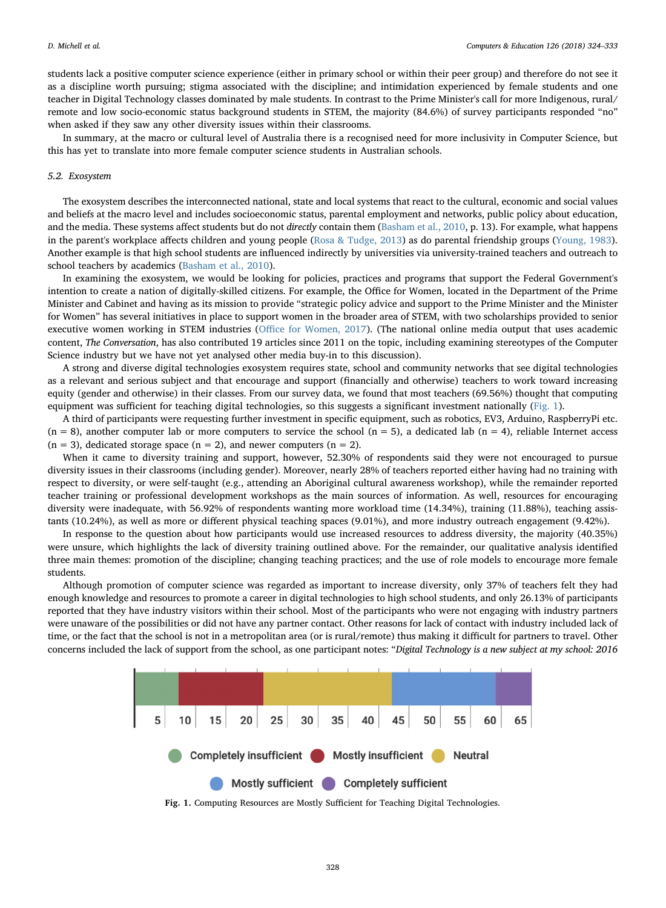students lack a positive computer science experience (either in primary school or within their peer group) and therefore do not see it as a discipline worth pursuing; stigma associated with the discipline; and intimidation experienced by female students and one teacher in Digital Technology classes dominated by male students. In contrast to the Prime Minister's call for more Indigenous, rural/remote and low socio-economic status background students in STEM, the majority (84.6%) of survey participants responded "no" when asked if they saw any other diversity issues within their classrooms.

In summary, at the macro or cultural level of Australia there is a recognised need for more inclusivity in Computer Science, but this has yet to translate into more female computer science students in Australian schools.

### 5.2. Exosystem

The exosystem describes the interconnected national, state and local systems that react to the cultural, economic and social values and beliefs at the macro level and includes socioeconomic status, parental employment and networks, public policy about education, and the media. These systems affect students but do not *directly* contain them (Basham et al., 2010, p. 13). For example, what happens in the parent's workplace affects children and young people (Rosa & Tudge, 2013) as do parental friendship groups (Young, 1983). Another example is that high school students are influenced indirectly by universities via university-trained teachers and outreach to school teachers by academics (Basham et al., 2010).

In examining the exosystem, we would be looking for policies, practices and programs that support the Federal Government's intention to create a nation of digitally-skilled citizens. For example, the Office for Women, located in the Department of the Prime Minister and Cabinet and having as its mission to provide "strategic policy advice and support to the Prime Minister and the Minister for Women" has several initiatives in place to support women in the broader area of STEM, with two scholarships provided to senior executive women working in STEM industries (Office for Women, 2017). (The national online media output that uses academic content, *The Conversation*, has also contributed 19 articles since 2011 on the topic, including examining stereotypes of the Computer Science industry but we have not yet analysed other media buy-in to this discussion).

A strong and diverse digital technologies exosystem requires state, school and community networks that see digital technologies as a relevant and serious subject and that encourage and support (financially and otherwise) teachers to work toward increasing equity (gender and otherwise) in their classes. From our survey data, we found that most teachers (69.56%) thought that computing equipment was sufficient for teaching digital technologies, so this suggests a significant investment nationally (Fig. 1).

A third of participants were requesting further investment in specific equipment, such as robotics, EV3, Arduino, RaspberryPi etc. (n = 8), another computer lab or more computers to service the school (n = 5), a dedicated lab (n = 4), reliable Internet access (n = 3), dedicated storage space (n = 2), and newer computers (n = 2).

When it came to diversity training and support, however, 52.30% of respondents said they were not encouraged to pursue diversity issues in their classrooms (including gender). Moreover, nearly 28% of teachers reported either having had no training with respect to diversity, or were self-taught (e.g., attending an Aboriginal cultural awareness workshop), while the remainder reported teacher training or professional development workshops as the main sources of information. As well, resources for encouraging diversity were inadequate, with 56.92% of respondents wanting more workload time (14.34%), training (11.88%), teaching assistants (10.24%), as well as more or different physical teaching spaces (9.01%), and more industry outreach engagement (9.42%).

In response to the question about how participants would use increased resources to address diversity, the majority (40.35%) were unsure, which highlights the lack of diversity training outlined above. For the remainder, our qualitative analysis identified three main themes: promotion of the discipline; changing teaching practices; and the use of role models to encourage more female students.

Although promotion of computer science was regarded as important to increase diversity, only 37% of teachers felt they had enough knowledge and resources to promote a career in digital technologies to high school students, and only 26.13% of participants reported that they have industry visitors within their school. Most of the participants who were not engaging with industry partners were unaware of the possibilities or did not have any partner contact. Other reasons for lack of contact with industry included lack of time, or the fact that the school is not in a metropolitan area (or is rural/remote) thus making it difficult for partners to travel. Other concerns included the lack of support from the school, as one participant notes: "*Digital Technology is a new subject at my school: 2016*

Fig. 1. Computing Resources are Mostly Sufficient for Teaching Digital Technologies.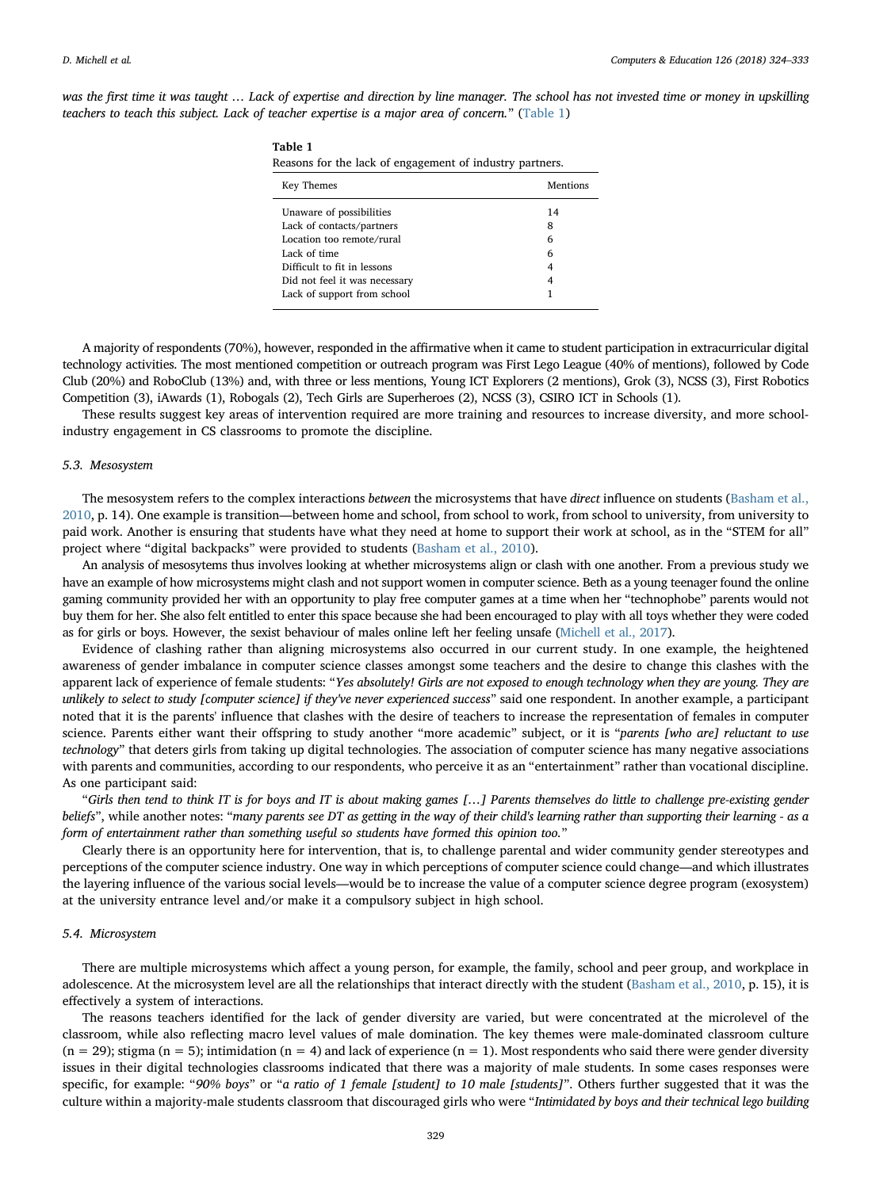*was the first time it was taught … Lack of expertise and direction by line manager. The school has not invested time or money in upskilling teachers to teach this subject. Lack of teacher expertise is a major area of concern.*" (Table 1)

**Table 1**
Reasons for the lack of engagement of industry partners.

| Key Themes | Mentions |
|---|---|
| Unaware of possibilities | 14 |
| Lack of contacts/partners | 8 |
| Location too remote/rural | 6 |
| Lack of time | 6 |
| Difficult to fit in lessons | 4 |
| Did not feel it was necessary | 4 |
| Lack of support from school | 1 |

A majority of respondents (70%), however, responded in the affirmative when it came to student participation in extracurricular digital technology activities. The most mentioned competition or outreach program was First Lego League (40% of mentions), followed by Code Club (20%) and RoboClub (13%) and, with three or less mentions, Young ICT Explorers (2 mentions), Grok (3), NCSS (3), First Robotics Competition (3), iAwards (1), Robogals (2), Tech Girls are Superheroes (2), NCSS (3), CSIRO ICT in Schools (1).

These results suggest key areas of intervention required are more training and resources to increase diversity, and more school-industry engagement in CS classrooms to promote the discipline.

### 5.3. Mesosystem

The mesosystem refers to the complex interactions *between* the microsystems that have *direct* influence on students (Basham et al., 2010, p. 14). One example is transition—between home and school, from school to work, from school to university, from university to paid work. Another is ensuring that students have what they need at home to support their work at school, as in the "STEM for all" project where "digital backpacks" were provided to students (Basham et al., 2010).

An analysis of mesosytems thus involves looking at whether microsystems align or clash with one another. From a previous study we have an example of how microsystems might clash and not support women in computer science. Beth as a young teenager found the online gaming community provided her with an opportunity to play free computer games at a time when her "technophobe" parents would not buy them for her. She also felt entitled to enter this space because she had been encouraged to play with all toys whether they were coded as for girls or boys. However, the sexist behaviour of males online left her feeling unsafe (Michell et al., 2017).

Evidence of clashing rather than aligning microsystems also occurred in our current study. In one example, the heightened awareness of gender imbalance in computer science classes amongst some teachers and the desire to change this clashes with the apparent lack of experience of female students: "*Yes absolutely! Girls are not exposed to enough technology when they are young. They are unlikely to select to study [computer science] if they've never experienced success*" said one respondent. In another example, a participant noted that it is the parents' influence that clashes with the desire of teachers to increase the representation of females in computer science. Parents either want their offspring to study another "more academic" subject, or it is "*parents [who are] reluctant to use technology*" that deters girls from taking up digital technologies. The association of computer science has many negative associations with parents and communities, according to our respondents, who perceive it as an "entertainment" rather than vocational discipline. As one participant said:

"*Girls then tend to think IT is for boys and IT is about making games […] Parents themselves do little to challenge pre-existing gender beliefs*", while another notes: "*many parents see DT as getting in the way of their child's learning rather than supporting their learning - as a form of entertainment rather than something useful so students have formed this opinion too.*"

Clearly there is an opportunity here for intervention, that is, to challenge parental and wider community gender stereotypes and perceptions of the computer science industry. One way in which perceptions of computer science could change—and which illustrates the layering influence of the various social levels—would be to increase the value of a computer science degree program (exosystem) at the university entrance level and/or make it a compulsory subject in high school.

### 5.4. Microsystem

There are multiple microsystems which affect a young person, for example, the family, school and peer group, and workplace in adolescence. At the microsystem level are all the relationships that interact directly with the student (Basham et al., 2010, p. 15), it is effectively a system of interactions.

The reasons teachers identified for the lack of gender diversity are varied, but were concentrated at the microlevel of the classroom, while also reflecting macro level values of male domination. The key themes were male-dominated classroom culture ($n = 29$); stigma ($n = 5$); intimidation ($n = 4$) and lack of experience ($n = 1$). Most respondents who said there were gender diversity issues in their digital technologies classrooms indicated that there was a majority of male students. In some cases responses were specific, for example: "*90% boys*" or "*a ratio of 1 female [student] to 10 male [students]*". Others further suggested that it was the culture within a majority-male students classroom that discouraged girls who were "*Intimidated by boys and their technical lego building*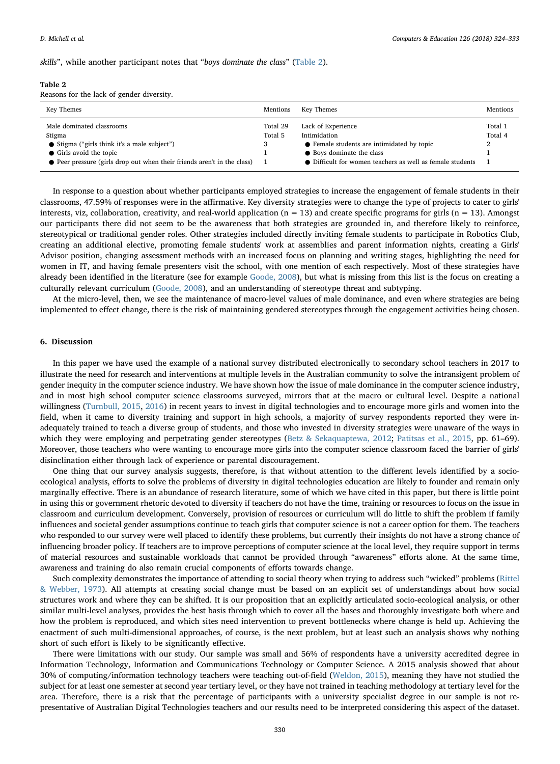*skills*", while another participant notes that "*boys dominate the class*" (Table 2).

**Table 2**
Reasons for the lack of gender diversity.

| Key Themes | Mentions | Key Themes | Mentions |
|---|---|---|---|
| Male dominated classrooms | Total 29 | Lack of Experience | Total 1 |
| Stigma | Total 5 | Intimidation | Total 4 |
| ● Stigma ("girls think it's a male subject") | 3 | ● Female students are intimidated by topic | 2 |
| ● Girls avoid the topic | 1 | ● Boys dominate the class | 1 |
| ● Peer pressure (girls drop out when their friends aren't in the class) | 1 | ● Difficult for women teachers as well as female students | 1 |

In response to a question about whether participants employed strategies to increase the engagement of female students in their classrooms, 47.59% of responses were in the affirmative. Key diversity strategies were to change the type of projects to cater to girls' interests, viz, collaboration, creativity, and real-world application (n = 13) and create specific programs for girls (n = 13). Amongst our participants there did not seem to be the awareness that both strategies are grounded in, and therefore likely to reinforce, stereotypical or traditional gender roles. Other strategies included directly inviting female students to participate in Robotics Club, creating an additional elective, promoting female students' work at assemblies and parent information nights, creating a Girls' Advisor position, changing assessment methods with an increased focus on planning and writing stages, highlighting the need for women in IT, and having female presenters visit the school, with one mention of each respectively. Most of these strategies have already been identified in the literature (see for example Goode, 2008), but what is missing from this list is the focus on creating a culturally relevant curriculum (Goode, 2008), and an understanding of stereotype threat and subtyping.

At the micro-level, then, we see the maintenance of macro-level values of male dominance, and even where strategies are being implemented to effect change, there is the risk of maintaining gendered stereotypes through the engagement activities being chosen.

## 6. Discussion

In this paper we have used the example of a national survey distributed electronically to secondary school teachers in 2017 to illustrate the need for research and interventions at multiple levels in the Australian community to solve the intransigent problem of gender inequity in the computer science industry. We have shown how the issue of male dominance in the computer science industry, and in most high school computer science classrooms surveyed, mirrors that at the macro or cultural level. Despite a national willingness (Turnbull, 2015, 2016) in recent years to invest in digital technologies and to encourage more girls and women into the field, when it came to diversity training and support in high schools, a majority of survey respondents reported they were inadequately trained to teach a diverse group of students, and those who invested in diversity strategies were unaware of the ways in which they were employing and perpetrating gender stereotypes (Betz & Sekaquaptewa, 2012; Patitsas et al., 2015, pp. 61–69). Moreover, those teachers who were wanting to encourage more girls into the computer science classroom faced the barrier of girls' disinclination either through lack of experience or parental discouragement.

One thing that our survey analysis suggests, therefore, is that without attention to the different levels identified by a socio-ecological analysis, efforts to solve the problems of diversity in digital technologies education are likely to founder and remain only marginally effective. There is an abundance of research literature, some of which we have cited in this paper, but there is little point in using this or government rhetoric devoted to diversity if teachers do not have the time, training or resources to focus on the issue in classroom and curriculum development. Conversely, provision of resources or curriculum will do little to shift the problem if family influences and societal gender assumptions continue to teach girls that computer science is not a career option for them. The teachers who responded to our survey were well placed to identify these problems, but currently their insights do not have a strong chance of influencing broader policy. If teachers are to improve perceptions of computer science at the local level, they require support in terms of material resources and sustainable workloads that cannot be provided through "awareness" efforts alone. At the same time, awareness and training do also remain crucial components of efforts towards change.

Such complexity demonstrates the importance of attending to social theory when trying to address such "wicked" problems (Rittel & Webber, 1973). All attempts at creating social change must be based on an explicit set of understandings about how social structures work and where they can be shifted. It is our proposition that an explicitly articulated socio-ecological analysis, or other similar multi-level analyses, provides the best basis through which to cover all the bases and thoroughly investigate both where and how the problem is reproduced, and which sites need intervention to prevent bottlenecks where change is held up. Achieving the enactment of such multi-dimensional approaches, of course, is the next problem, but at least such an analysis shows why nothing short of such effort is likely to be significantly effective.

There were limitations with our study. Our sample was small and 56% of respondents have a university accredited degree in Information Technology, Information and Communications Technology or Computer Science. A 2015 analysis showed that about 30% of computing/information technology teachers were teaching out-of-field (Weldon, 2015), meaning they have not studied the subject for at least one semester at second year tertiary level, or they have not trained in teaching methodology at tertiary level for the area. Therefore, there is a risk that the percentage of participants with a university specialist degree in our sample is not representative of Australian Digital Technologies teachers and our results need to be interpreted considering this aspect of the dataset.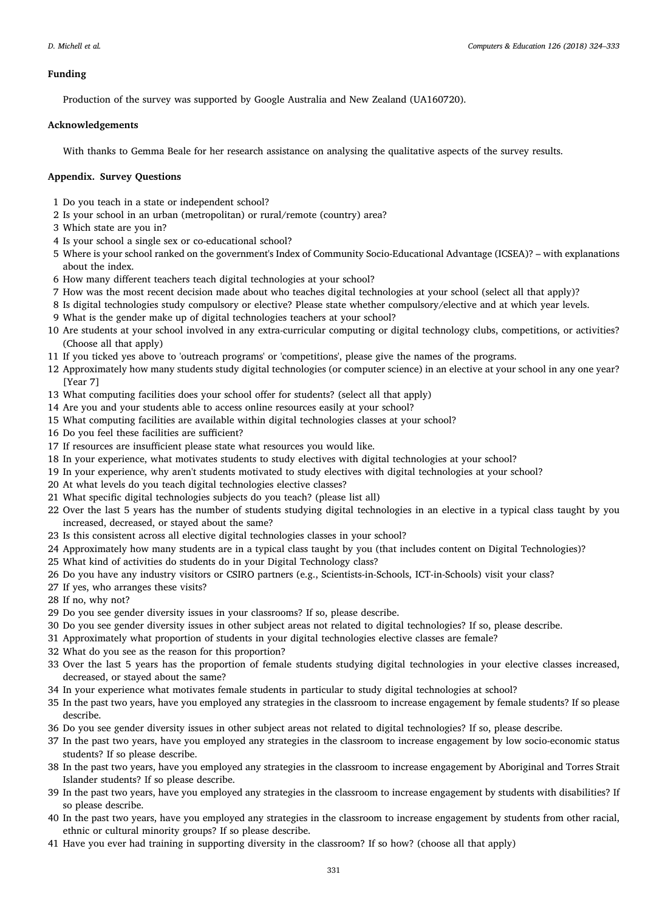## Funding

Production of the survey was supported by Google Australia and New Zealand (UA160720).

## Acknowledgements

With thanks to Gemma Beale for her research assistance on analysing the qualitative aspects of the survey results.

## Appendix. Survey Questions

1. Do you teach in a state or independent school?
2. Is your school in an urban (metropolitan) or rural/remote (country) area?
3. Which state are you in?
4. Is your school a single sex or co-educational school?
5. Where is your school ranked on the government's Index of Community Socio-Educational Advantage (ICSEA)? – with explanations about the index.
6. How many different teachers teach digital technologies at your school?
7. How was the most recent decision made about who teaches digital technologies at your school (select all that apply)?
8. Is digital technologies study compulsory or elective? Please state whether compulsory/elective and at which year levels.
9. What is the gender make up of digital technologies teachers at your school?
10. Are students at your school involved in any extra-curricular computing or digital technology clubs, competitions, or activities? (Choose all that apply)
11. If you ticked yes above to 'outreach programs' or 'competitions', please give the names of the programs.
12. Approximately how many students study digital technologies (or computer science) in an elective at your school in any one year? [Year 7]
13. What computing facilities does your school offer for students? (select all that apply)
14. Are you and your students able to access online resources easily at your school?
15. What computing facilities are available within digital technologies classes at your school?
16. Do you feel these facilities are sufficient?
17. If resources are insufficient please state what resources you would like.
18. In your experience, what motivates students to study electives with digital technologies at your school?
19. In your experience, why aren't students motivated to study electives with digital technologies at your school?
20. At what levels do you teach digital technologies elective classes?
21. What specific digital technologies subjects do you teach? (please list all)
22. Over the last 5 years has the number of students studying digital technologies in an elective in a typical class taught by you increased, decreased, or stayed about the same?
23. Is this consistent across all elective digital technologies classes in your school?
24. Approximately how many students are in a typical class taught by you (that includes content on Digital Technologies)?
25. What kind of activities do students do in your Digital Technology class?
26. Do you have any industry visitors or CSIRO partners (e.g., Scientists-in-Schools, ICT-in-Schools) visit your class?
27. If yes, who arranges these visits?
28. If no, why not?
29. Do you see gender diversity issues in your classrooms? If so, please describe.
30. Do you see gender diversity issues in other subject areas not related to digital technologies? If so, please describe.
31. Approximately what proportion of students in your digital technologies elective classes are female?
32. What do you see as the reason for this proportion?
33. Over the last 5 years has the proportion of female students studying digital technologies in your elective classes increased, decreased, or stayed about the same?
34. In your experience what motivates female students in particular to study digital technologies at school?
35. In the past two years, have you employed any strategies in the classroom to increase engagement by female students? If so please describe.
36. Do you see gender diversity issues in other subject areas not related to digital technologies? If so, please describe.
37. In the past two years, have you employed any strategies in the classroom to increase engagement by low socio-economic status students? If so please describe.
38. In the past two years, have you employed any strategies in the classroom to increase engagement by Aboriginal and Torres Strait Islander students? If so please describe.
39. In the past two years, have you employed any strategies in the classroom to increase engagement by students with disabilities? If so please describe.
40. In the past two years, have you employed any strategies in the classroom to increase engagement by students from other racial, ethnic or cultural minority groups? If so please describe.
41. Have you ever had training in supporting diversity in the classroom? If so how? (choose all that apply)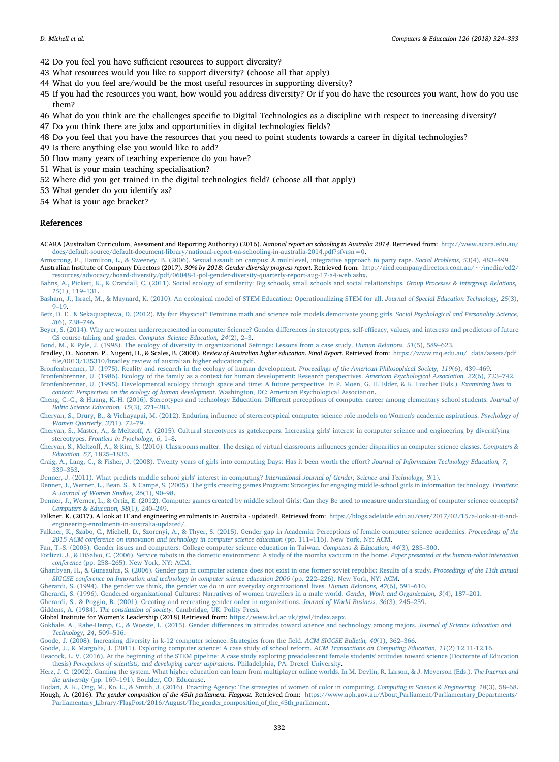42 Do you feel you have sufficient resources to support diversity?
43 What resources would you like to support diversity? (choose all that apply)
44 What do you feel are/would be the most useful resources in supporting diversity?
45 If you had the resources you want, how would you address diversity? Or if you do have the resources you want, how do you use them?
46 What do you think are the challenges specific to Digital Technologies as a discipline with respect to increasing diversity?
47 Do you think there are jobs and opportunities in digital technologies fields?
48 Do you feel that you have the resources that you need to point students towards a career in digital technologies?
49 Is there anything else you would like to add?
50 How many years of teaching experience do you have?
51 What is your main teaching specialisation?
52 Where did you get trained in the digital technologies field? (choose all that apply)
53 What gender do you identify as?
54 What is your age bracket?

## References

ACARA (Australian Curriculum, Asessment and Reporting Authority) (2016). *National report on schooling in Australia 2014*. Retrieved from: http://www.acara.edu.au/docs/default-source/default-document-library/national-report-on-schooling-in-australia-2014.pdf?sfvrsn=0.

Armstrong, E., Hamilton, L., & Sweeney, B. (2006). Sexual assault on campus: A multilevel, integrative approach to party rape. *Social Problems, 53*(4), 483–499.

Australian Institute of Company Directors (2017). *30% by 2018: Gender diversity progress report*. Retrieved from: http://aicd.companydirectors.com.au/~/media/cd2/resources/advocacy/board-diversity/pdf/06048-1-pol-gender-diversity-quarterly-report-aug-17-a4-web.ashx.

Bahns, A., Pickett, K., & Crandall, C. (2011). Social ecology of similarity: Big schools, small schools and social relationships. *Group Processes & Intergroup Relations, 15*(1), 119–131.

Basham, J., Israel, M., & Maynard, K. (2010). An ecological model of STEM Education: Operationalizing STEM for all. *Journal of Special Education Technology, 25*(3), 9–19.

Betz, D. E., & Sekaquaptewa, D. (2012). My fair Physicist? Feminine math and science role models demotivate young girls. *Social Psychological and Personality Science, 3*(6), 738–746.

Beyer, S. (2014). Why are women underrepresented in computer Science? Gender differences in stereotypes, self-efficacy, values, and interests and predictors of future CS course-taking and grades. *Computer Science Education, 24*(2), 2–3.

Bond, M., & Pyle, J. (1998). The ecology of diversity in organizational Settings: Lessons from a case study. *Human Relations, 51*(5), 589–623.

Bradley, D., Noonan, P., Nugent, H., & Scales, B. (2008). *Review of Australian higher education. Final Report*. Retrieved from: https://www.mq.edu.au/_data/assets/pdf_file/0013/135310/bradley_review_of_australian_higher_education.pdf.

Bronfenbrenner, U. (1975). Reality and research in the ecology of human development. *Proceedings of the American Philosophical Society, 119*(6), 439–469.

Bronfenbrenner, U. (1986). Ecology of the family as a context for human development: Research perspectives. *American Psychological Association, 22*(6), 723–742.

Bronfenbrenner, U. (1995). Developmental ecology through space and time: A future perspective. In P. Moen, G. H. Elder, & K. Luscher (Eds.). *Examining lives in context: Perspectives on the ecology of human development*. Washington, DC: American Psychological Association.

Cheng, C.-C., & Huang, K.-H. (2016). Stereotypes and technology Education: Different perceptions of computer career among elementary school students. *Journal of Baltic Science Education, 15*(3), 271–283.

Cheryan, S., Drury, B., & Vichayapai, M. (2012). Enduring influence of stereotypical computer science role models on Women's academic aspirations. *Psychology of Women Quarterly, 37*(1), 72–79.

Cheryan, S., Master, A., & Meltzoff, A. (2015). Cultural stereotypes as gatekeepers: Increasing girls' interest in computer science and engineering by diversifying stereotypes. *Frontiers in Psychology, 6*, 1–8.

Cheryan, S., Meltzoff, A., & Kim, S. (2010). Classrooms matter: The design of virtual classrooms influences gender disparities in computer science classes. *Computers & Education, 57*, 1825–1835.

Craig, A., Lang, C., & Fisher, J. (2008). Twenty years of girls into computing Days: Has it been worth the effort? *Journal of Information Technology Education, 7*, 339–353.

Denner, J. (2011). What predicts middle school girls' interest in computing? *International Journal of Gender, Science and Technology, 3*(1).

Denner, J., Werner, L., Bean, S., & Campe, S. (2005). The girls creating games Program: Strategies for engaging middle-school girls in information technology. *Frontiers: A Journal of Women Studies, 26*(1), 90–98.

Denner, J., Werner, L., & Ortiz, E. (2012). Computer games created by middle school Girls: Can they Be used to measure understanding of computer science concepts? *Computers & Education, 58*(1), 240–249.

Falkner, K. (2017). A look at IT and engineering enrolments in Australia - updated!. Retrieved from: https://blogs.adelaide.edu.au/cser/2017/02/15/a-look-at-it-and-engineering-enrolments-in-australia-updated/.

Falkner, K., Szabo, C., Michell, D., Szorenyi, A., & Thyer, S. (2015). Gender gap in Academia: Perceptions of female computer science academics. *Proceedings of the 2015 ACM conference on innovation and technology in computer science education* (pp. 111–116). New York, NY: ACM.

Fan, T.-S. (2005). Gender issues and computers: College computer science education in Taiwan. *Computers & Education, 44*(3), 285–300.

Forlizzi, J., & DiSalvo, C. (2006). Service robots in the dometic environment: A study of the roomba vacuum in the home. *Paper presented at the human-robot interaction conference* (pp. 258–265). New York, NY: ACM.

Gharibyan, H., & Gunsaulus, S. (2006). Gender gap in computer science does not exist in one former soviet republic: Results of a study. *Proceedings of the 11th annual SIGCSE conference on Innovation and technology in computer science education 2006* (pp. 222–226). New York, NY: ACM.

Gherardi, S. (1994). The gender we think, the gender we do in our everyday organizational lives. *Human Relations, 47*(6), 591–610.

Gherardi, S. (1996). Gendered organizational Cultures: Narratives of women travellers in a male world. *Gender, Work and Organization, 3*(4), 187–201.

Gherardi, S., & Poggio, B. (2001). Creating and recreating gender order in organizations. *Journal of World Business, 36*(3), 245–259.

Giddens, A. (1984). *The constitution of society*. Cambridge, UK: Polity Press.

Global Institute for Women's Leadership (2018) Retrieved from: https://www.kcl.ac.uk/giwl/index.aspx.

Gokhale, A., Rabe-Hemp, C., & Woeste, L. (2015). Gender differences in attitudes toward science and technology among majors. *Journal of Science Education and Technology, 24*, 509–516.

Goode, J. (2008). Increasing diversity in k-12 computer science: Strategies from the field. *ACM SIGCSE Bulletin, 40*(1), 362–366.

Goode, J., & Margolis, J. (2011). Exploring computer science: A case study of school reform. *ACM Transactions on Computing Education, 11*(2) 12.11-12.16.

Heacock, L. V. (2016). At the beginning of the STEM pipeline: A case study exploring preadolescent female students' attitudes toward science (Doctorate of Education thesis) *Perceptions of scientists, and developing career aspirations*. Philadelphia, PA: Drexel University.

Herz, J. C. (2002). Gaming the system. What higher education can learn from multiplayer online worlds. In M. Devlin, R. Larson, & J. Meyerson (Eds.). *The Internet and the university* (pp. 169–191). Boulder, CO: Educause.

Hodari, A. K., Ong, M., Ko, L., & Smith, J. (2016). Enacting Agency: The strategies of women of color in computing. *Computing in Science & Engineering, 18*(3), 58–68.

Hough, A. (2016). *The gender composition of the 45th parliament. Flagpost*. Retrieved from: https://www.aph.gov.au/About_Parliament/Parliamentary_Departments/Parliamentary_Library/FlagPost/2016/August/The_gender_composition_of_the_45th_parliament.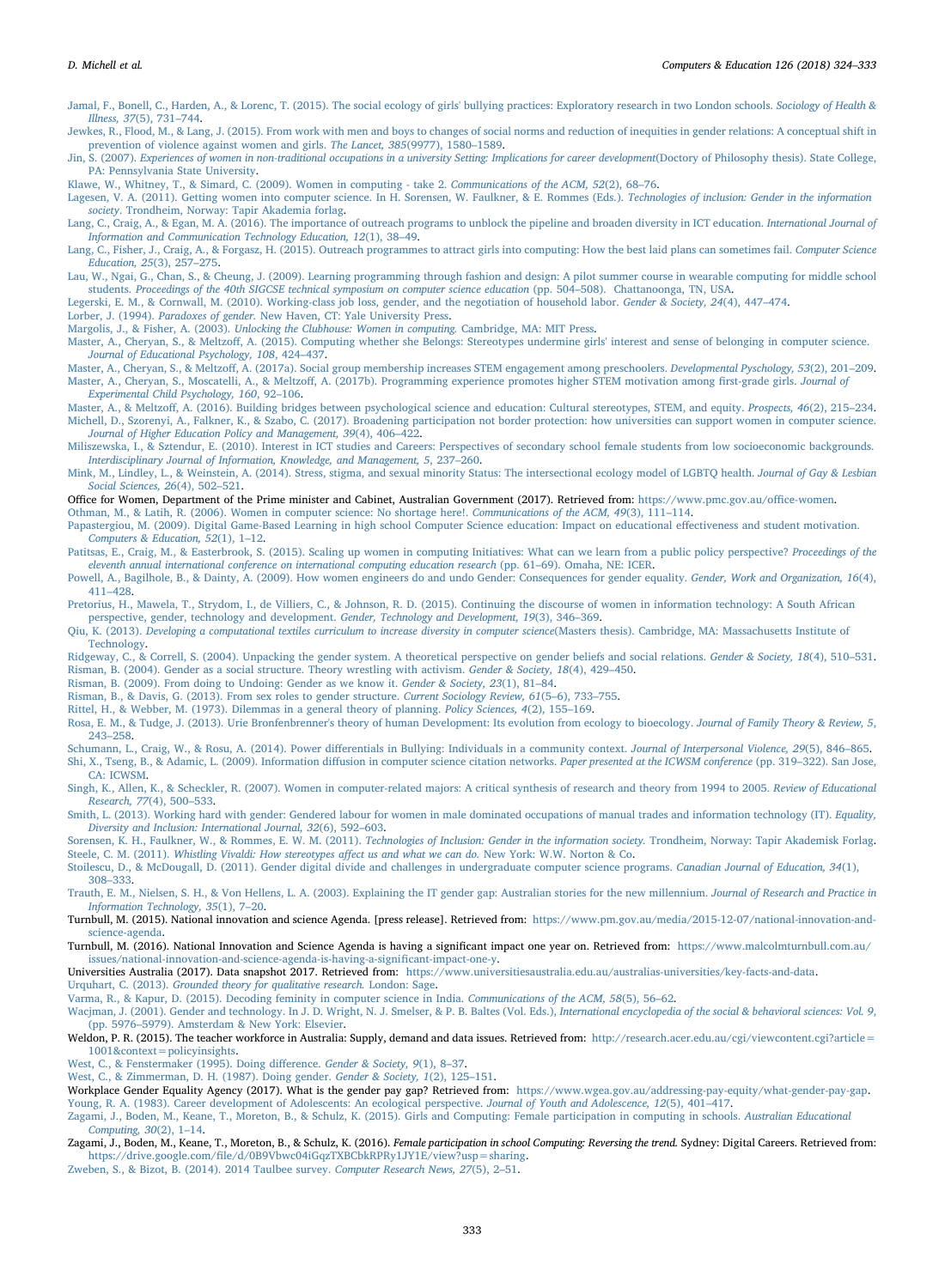Jamal, F., Bonell, C., Harden, A., & Lorenc, T. (2015). The social ecology of girls' bullying practices: Exploratory research in two London schools. *Sociology of Health & Illness, 37*(5), 731–744.

Jewkes, R., Flood, M., & Lang, J. (2015). From work with men and boys to changes of social norms and reduction of inequities in gender relations: A conceptual shift in prevention of violence against women and girls. *The Lancet, 385*(9977), 1580–1589.

Jin, S. (2007). *Experiences of women in non-traditional occupations in a university Setting: Implications for career development*(Doctory of Philosophy thesis). State College, PA: Pennsylvania State University.

Klawe, W., Whitney, T., & Simard, C. (2009). Women in computing - take 2. *Communications of the ACM, 52*(2), 68–76.

Lagesen, V. A. (2011). Getting women into computer science. In H. Sorensen, W. Faulkner, & E. Rommes (Eds.). *Technologies of inclusion: Gender in the information society*. Trondheim, Norway: Tapir Akademia forlag.

Lang, C., Craig, A., & Egan, M. A. (2016). The importance of outreach programs to unblock the pipeline and broaden diversity in ICT education. *International Journal of Information and Communication Technology Education, 12*(1), 38–49.

Lang, C., Fisher, J., Craig, A., & Forgasz, H. (2015). Outreach programmes to attract girls into computing: How the best laid plans can sometimes fail. *Computer Science Education, 25*(3), 257–275.

Lau, W., Ngai, G., Chan, S., & Cheung, J. (2009). Learning programming through fashion and design: A pilot summer course in wearable computing for middle school students. *Proceedings of the 40th SIGCSE technical symposium on computer science education* (pp. 504–508). Chattanoonga, TN, USA.

Legerski, E. M., & Cornwall, M. (2010). Working-class job loss, gender, and the negotiation of household labor. *Gender & Society, 24*(4), 447–474.

Lorber, J. (1994). *Paradoxes of gender.* New Haven, CT: Yale University Press.

Margolis, J., & Fisher, A. (2003). *Unlocking the Clubhouse: Women in computing.* Cambridge, MA: MIT Press.

Master, A., Cheryan, S., & Meltzoff, A. (2015). Computing whether she Belongs: Stereotypes undermine girls' interest and sense of belonging in computer science. *Journal of Educational Psychology, 108*, 424–437.

Master, A., Cheryan, S., & Meltzoff, A. (2017a). Social group membership increases STEM engagement among preschoolers. *Developmental Psychology, 53*(2), 201–209.

Master, A., Cheryan, S., Moscatelli, A., & Meltzoff, A. (2017b). Programming experience promotes higher STEM motivation among first-grade girls. *Journal of Experimental Child Psychology, 160*, 92–106.

Master, A., & Meltzoff, A. (2016). Building bridges between psychological science and education: Cultural stereotypes, STEM, and equity. *Prospects, 46*(2), 215–234.

Michell, D., Szorenyi, A., Falkner, K., & Szabo, C. (2017). Broadening participation not border protection: how universities can support women in computer science. *Journal of Higher Education Policy and Management, 39*(4), 406–422.

Miliszewska, I., & Sztendur, E. (2010). Interest in ICT studies and Careers: Perspectives of secondary school female students from low socioeconomic backgrounds. *Interdisciplinary Journal of Information, Knowledge, and Management, 5*, 237–260.

Mink, M., Lindley, L., & Weinstein, A. (2014). Stress, stigma, and sexual minority Status: The intersectional ecology model of LGBTQ health. *Journal of Gay & Lesbian Social Sciences, 26*(4), 502–521.

Office for Women, Department of the Prime minister and Cabinet, Australian Government (2017). Retrieved from: https://www.pmc.gov.au/office-women.

Othman, M., & Latih, R. (2006). Women in computer science: No shortage here!. *Communications of the ACM, 49*(3), 111–114.

Papastergiou, M. (2009). Digital Game-Based Learning in high school Computer Science education: Impact on educational effectiveness and student motivation. *Computers & Education, 52*(1), 1–12.

Patitsas, E., Craig, M., & Easterbrook, S. (2015). Scaling up women in computing Initiatives: What can we learn from a public policy perspective? *Proceedings of the eleventh annual international conference on international computing education research* (pp. 61–69). Omaha, NE: ICER.

Powell, A., Bagilhole, B., & Dainty, A. (2009). How women engineers do and undo Gender: Consequences for gender equality. *Gender, Work and Organization, 16*(4), 411–428.

Pretorius, H., Mawela, T., Strydom, I., de Villiers, C., & Johnson, R. D. (2015). Continuing the discourse of women in information technology: A South African perspective, gender, technology and development. *Gender, Technology and Development, 19*(3), 346–369.

Qiu, K. (2013). *Developing a computational textiles curriculum to increase diversity in computer science*(Masters thesis). Cambridge, MA: Massachusetts Institute of Technology.

Ridgeway, C., & Correll, S. (2004). Unpacking the gender system. A theoretical perspective on gender beliefs and social relations. *Gender & Society, 18*(4), 510–531.

Risman, B. (2004). Gender as a social structure. Theory wrestling with activism. *Gender & Society, 18*(4), 429–450.

Risman, B. (2009). From doing to Undoing: Gender as we know it. *Gender & Society, 23*(1), 81–84.

Risman, B., & Davis, G. (2013). From sex roles to gender structure. *Current Sociology Review, 61*(5–6), 733–755.

Rittel, H., & Webber, M. (1973). Dilemmas in a general theory of planning. *Policy Sciences, 4*(2), 155–169.

Rosa, E. M., & Tudge, J. (2013). Urie Bronfenbrenner's theory of human Development: Its evolution from ecology to bioecology. *Journal of Family Theory & Review, 5*, 243–258.

Schumann, L., Craig, W., & Rosu, A. (2014). Power differentials in Bullying: Individuals in a community context. *Journal of Interpersonal Violence, 29*(5), 846–865.

Shi, X., Tseng, B., & Adamic, L. (2009). Information diffusion in computer science citation networks. *Paper presented at the ICWSM conference* (pp. 319–322). San Jose, CA: ICWSM.

Singh, K., Allen, K., & Scheckler, R. (2007). Women in computer-related majors: A critical synthesis of research and theory from 1994 to 2005. *Review of Educational Research, 77*(4), 500–533.

Smith, L. (2013). Working hard with gender: Gendered labour for women in male dominated occupations of manual trades and information technology (IT). *Equality, Diversity and Inclusion: International Journal, 32*(6), 592–603.

Sorensen, K. H., Faulkner, W., & Rommes, E. W. M. (2011). *Technologies of Inclusion: Gender in the information society.* Trondheim, Norway: Tapir Akademisk Forlag.

Steele, C. M. (2011). *Whistling Vivaldi: How stereotypes affect us and what we can do.* New York: W.W. Norton & Co.

Stoilescu, D., & McDougall, D. (2011). Gender digital divide and challenges in undergraduate computer science programs. *Canadian Journal of Education, 34*(1), 308–333.

Trauth, E. M., Nielsen, S. H., & Von Hellens, L. A. (2003). Explaining the IT gender gap: Australian stories for the new millennium. *Journal of Research and Practice in Information Technology, 35*(1), 7–20.

Turnbull, M. (2015). National innovation and science Agenda. [press release]. Retrieved from: https://www.pm.gov.au/media/2015-12-07/national-innovation-and-science-agenda.

Turnbull, M. (2016). National Innovation and Science Agenda is having a significant impact one year on. Retrieved from: https://www.malcolmturnbull.com.au/issues/national-innovation-and-science-agenda-is-having-a-significant-impact-one-y.

Universities Australia (2017). Data snapshot 2017. Retrieved from: https://www.universitiesaustralia.edu.au/australias-universities/key-facts-and-data.

Urquhart, C. (2013). *Grounded theory for qualitative research.* London: Sage.

Varma, R., & Kapur, D. (2015). Decoding feminity in computer science in India. *Communications of the ACM, 58*(5), 56–62.

Wacjman, J. (2001). Gender and technology. In J. D. Wright, N. J. Smelser, & P. B. Baltes (Vol. Eds.), *International encyclopedia of the social & behavioral sciences: Vol. 9*, (pp. 5976–5979). Amsterdam & New York: Elsevier.

Weldon, P. R. (2015). The teacher workforce in Australia: Supply, demand and data issues. Retrieved from: http://research.acer.edu.au/cgi/viewcontent.cgi?article=1001&context=policyinsights.

West, C., & Fenstermaker (1995). Doing difference. *Gender & Society, 9*(1), 8–37.

West, C., & Zimmerman, D. H. (1987). Doing gender. *Gender & Society, 1*(2), 125–151.

Workplace Gender Equality Agency (2017). What is the gender pay gap? Retrieved from: https://www.wgea.gov.au/addressing-pay-equity/what-gender-pay-gap.

Young, R. A. (1983). Career development of Adolescents: An ecological perspective. *Journal of Youth and Adolescence, 12*(5), 401–417.

Zagami, J., Boden, M., Keane, T., Moreton, B., & Schulz, K. (2015). Girls and Computing: Female participation in computing in schools. *Australian Educational Computing, 30*(2), 1–14.

Zagami, J., Boden, M., Keane, T., Moreton, B., & Schulz, K. (2016). *Female participation in school Computing: Reversing the trend.* Sydney: Digital Careers. Retrieved from: https://drive.google.com/file/d/0B9Vbwc04iGqzTXBCbkRPRy1JY1E/view?usp=sharing.

Zweben, S., & Bizot, B. (2014). 2014 Taulbee survey. *Computer Research News, 27*(5), 2–51.